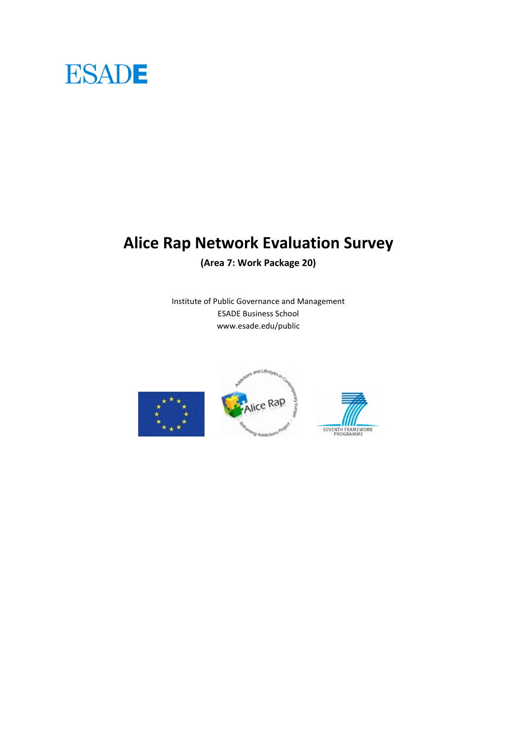ESADE

# Alice Rap Network Evaluation Survey

**(Area 7: Work Package 20)**

Institute of Public Governance and Management
ESADE Business School
www.esade.edu/public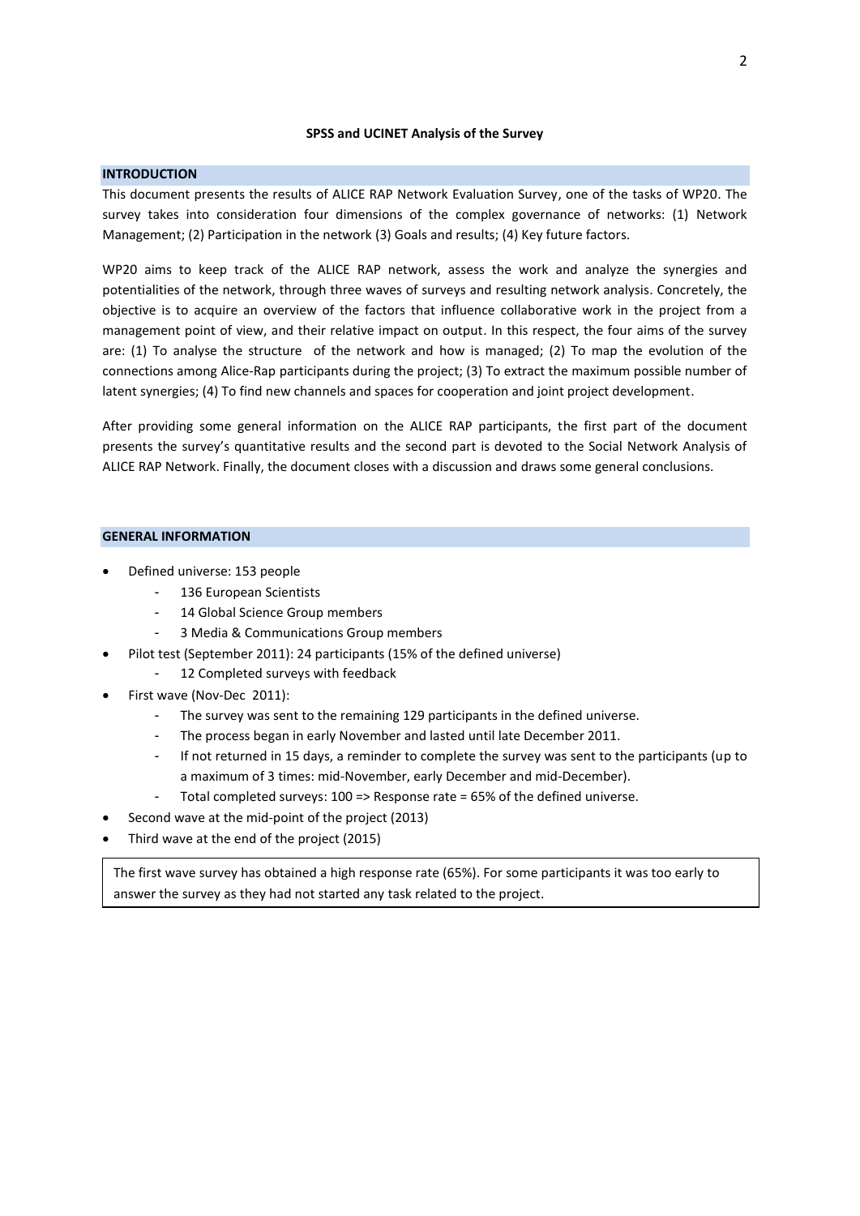**SPSS and UCINET Analysis of the Survey**

## INTRODUCTION

This document presents the results of ALICE RAP Network Evaluation Survey, one of the tasks of WP20. The survey takes into consideration four dimensions of the complex governance of networks: (1) Network Management; (2) Participation in the network (3) Goals and results; (4) Key future factors.

WP20 aims to keep track of the ALICE RAP network, assess the work and analyze the synergies and potentialities of the network, through three waves of surveys and resulting network analysis. Concretely, the objective is to acquire an overview of the factors that influence collaborative work in the project from a management point of view, and their relative impact on output. In this respect, the four aims of the survey are: (1) To analyse the structure of the network and how is managed; (2) To map the evolution of the connections among Alice-Rap participants during the project; (3) To extract the maximum possible number of latent synergies; (4) To find new channels and spaces for cooperation and joint project development.

After providing some general information on the ALICE RAP participants, the first part of the document presents the survey's quantitative results and the second part is devoted to the Social Network Analysis of ALICE RAP Network. Finally, the document closes with a discussion and draws some general conclusions.

## GENERAL INFORMATION

- Defined universe: 153 people
  - 136 European Scientists
  - 14 Global Science Group members
  - 3 Media & Communications Group members
- Pilot test (September 2011): 24 participants (15% of the defined universe)
  - 12 Completed surveys with feedback
- First wave (Nov-Dec 2011):
  - The survey was sent to the remaining 129 participants in the defined universe.
  - The process began in early November and lasted until late December 2011.
  - If not returned in 15 days, a reminder to complete the survey was sent to the participants (up to a maximum of 3 times: mid-November, early December and mid-December).
  - Total completed surveys: 100 => Response rate = 65% of the defined universe.
- Second wave at the mid-point of the project (2013)
- Third wave at the end of the project (2015)

The first wave survey has obtained a high response rate (65%). For some participants it was too early to answer the survey as they had not started any task related to the project.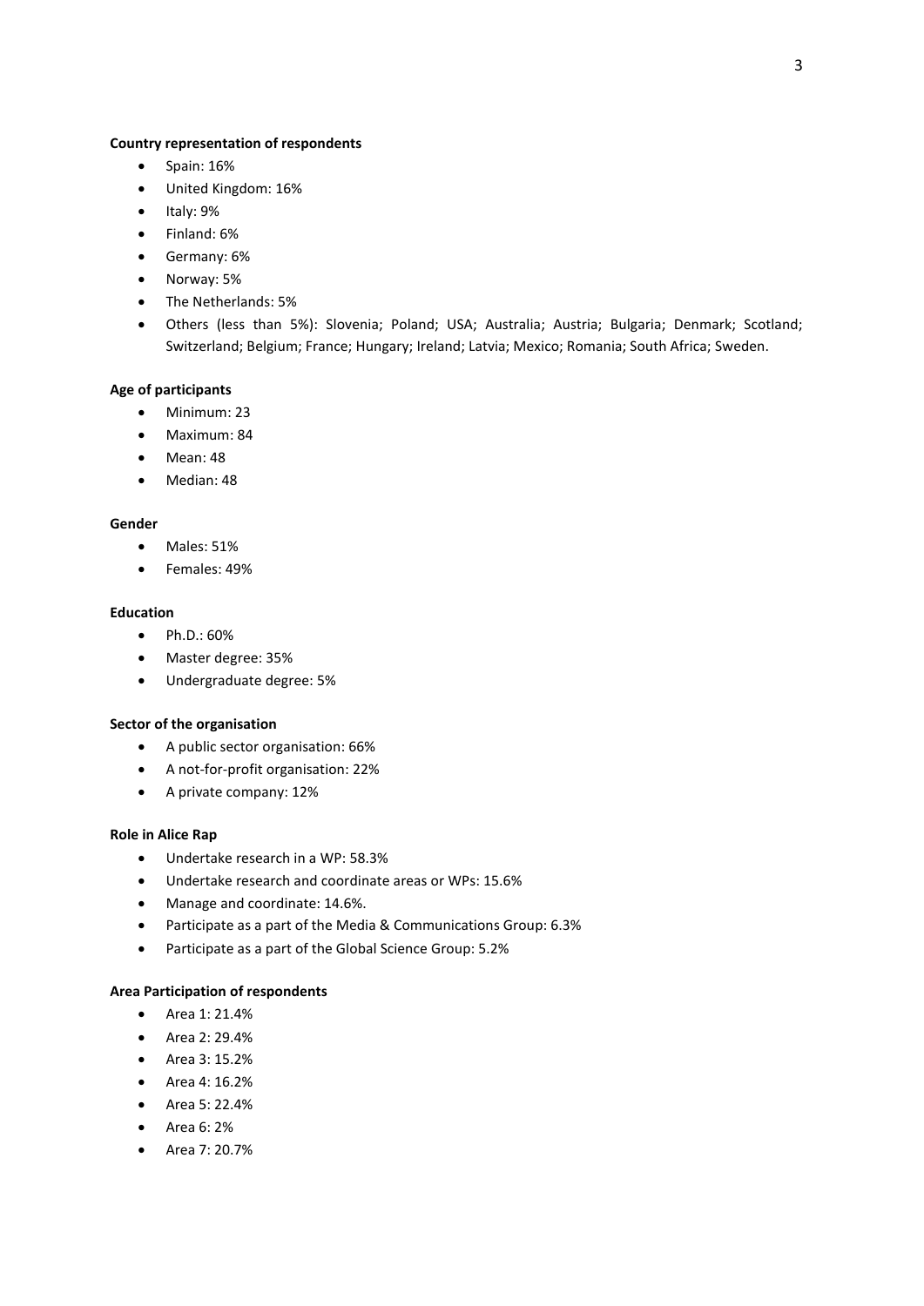**Country representation of respondents**

- Spain: 16%
- United Kingdom: 16%
- Italy: 9%
- Finland: 6%
- Germany: 6%
- Norway: 5%
- The Netherlands: 5%
- Others (less than 5%): Slovenia; Poland; USA; Australia; Austria; Bulgaria; Denmark; Scotland; Switzerland; Belgium; France; Hungary; Ireland; Latvia; Mexico; Romania; South Africa; Sweden.

**Age of participants**

- Minimum: 23
- Maximum: 84
- Mean: 48
- Median: 48

**Gender**

- Males: 51%
- Females: 49%

**Education**

- Ph.D.: 60%
- Master degree: 35%
- Undergraduate degree: 5%

**Sector of the organisation**

- A public sector organisation: 66%
- A not-for-profit organisation: 22%
- A private company: 12%

**Role in Alice Rap**

- Undertake research in a WP: 58.3%
- Undertake research and coordinate areas or WPs: 15.6%
- Manage and coordinate: 14.6%.
- Participate as a part of the Media & Communications Group: 6.3%
- Participate as a part of the Global Science Group: 5.2%

**Area Participation of respondents**

- Area 1: 21.4%
- Area 2: 29.4%
- Area 3: 15.2%
- Area 4: 16.2%
- Area 5: 22.4%
- Area 6: 2%
- Area 7: 20.7%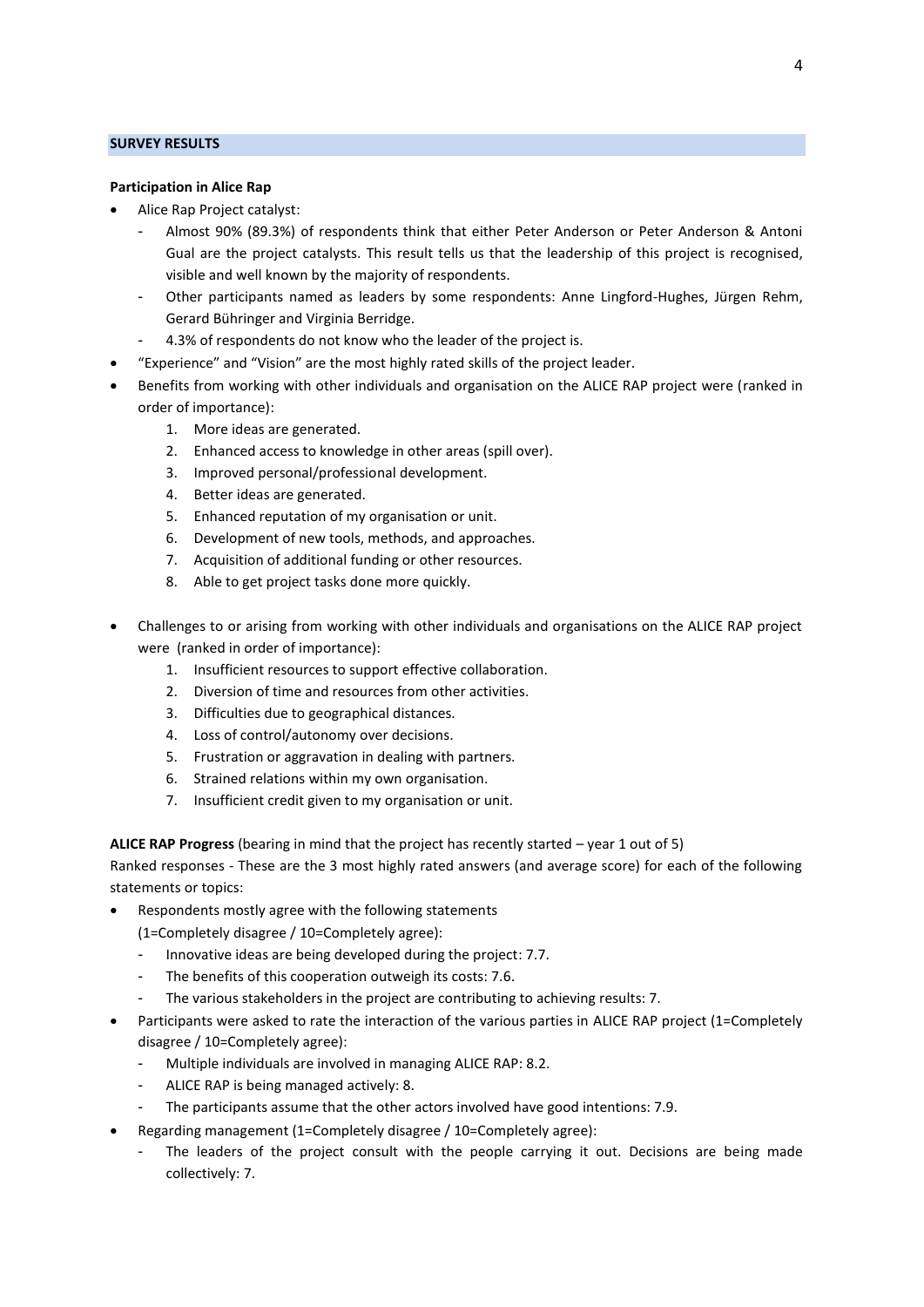## SURVEY RESULTS

**Participation in Alice Rap**

- Alice Rap Project catalyst:
  - Almost 90% (89.3%) of respondents think that either Peter Anderson or Peter Anderson & Antoni Gual are the project catalysts. This result tells us that the leadership of this project is recognised, visible and well known by the majority of respondents.
  - Other participants named as leaders by some respondents: Anne Lingford-Hughes, Jürgen Rehm, Gerard Bühringer and Virginia Berridge.
  - 4.3% of respondents do not know who the leader of the project is.
- "Experience" and "Vision" are the most highly rated skills of the project leader.
- Benefits from working with other individuals and organisation on the ALICE RAP project were (ranked in order of importance):
  1. More ideas are generated.
  2. Enhanced access to knowledge in other areas (spill over).
  3. Improved personal/professional development.
  4. Better ideas are generated.
  5. Enhanced reputation of my organisation or unit.
  6. Development of new tools, methods, and approaches.
  7. Acquisition of additional funding or other resources.
  8. Able to get project tasks done more quickly.

- Challenges to or arising from working with other individuals and organisations on the ALICE RAP project were (ranked in order of importance):
  1. Insufficient resources to support effective collaboration.
  2. Diversion of time and resources from other activities.
  3. Difficulties due to geographical distances.
  4. Loss of control/autonomy over decisions.
  5. Frustration or aggravation in dealing with partners.
  6. Strained relations within my own organisation.
  7. Insufficient credit given to my organisation or unit.

**ALICE RAP Progress** (bearing in mind that the project has recently started – year 1 out of 5)

Ranked responses - These are the 3 most highly rated answers (and average score) for each of the following statements or topics:

- Respondents mostly agree with the following statements (1=Completely disagree / 10=Completely agree):
  - Innovative ideas are being developed during the project: 7.7.
  - The benefits of this cooperation outweigh its costs: 7.6.
  - The various stakeholders in the project are contributing to achieving results: 7.
- Participants were asked to rate the interaction of the various parties in ALICE RAP project (1=Completely disagree / 10=Completely agree):
  - Multiple individuals are involved in managing ALICE RAP: 8.2.
  - ALICE RAP is being managed actively: 8.
  - The participants assume that the other actors involved have good intentions: 7.9.
- Regarding management (1=Completely disagree / 10=Completely agree):
  - The leaders of the project consult with the people carrying it out. Decisions are being made collectively: 7.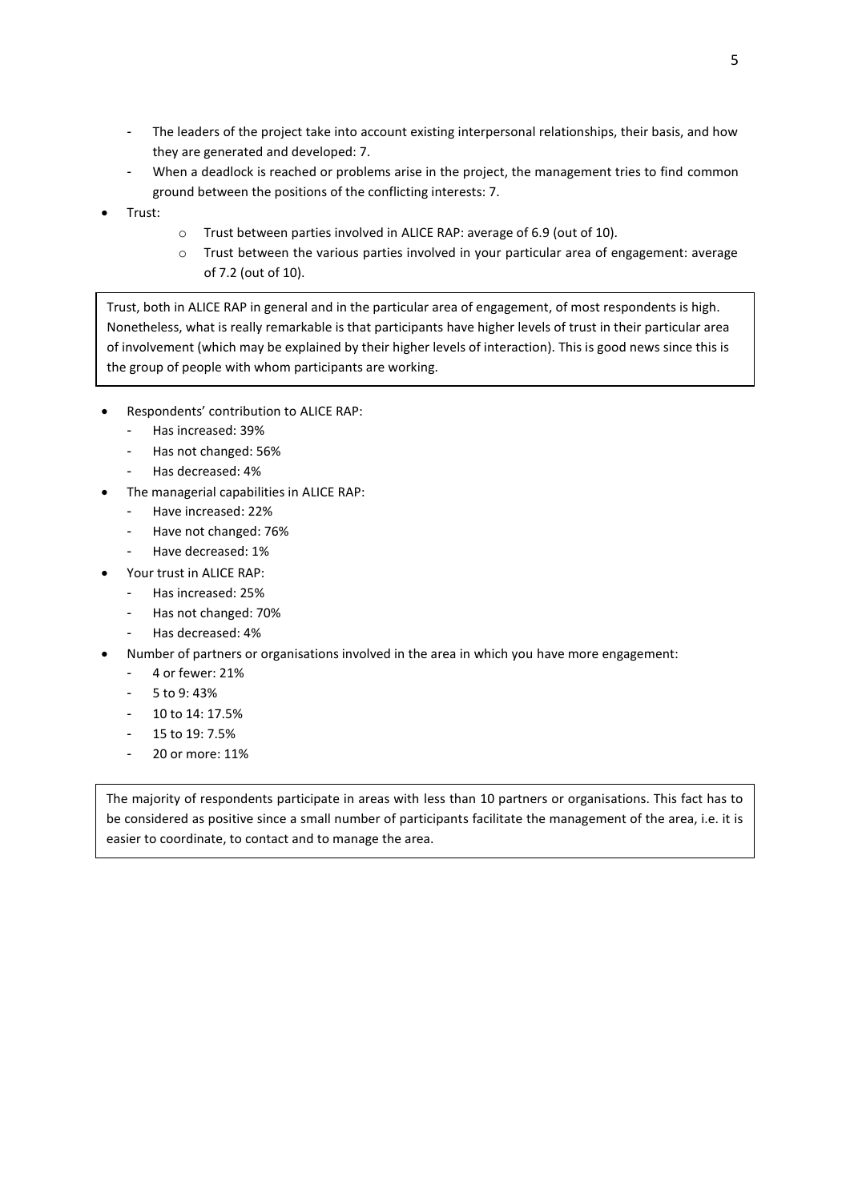- The leaders of the project take into account existing interpersonal relationships, their basis, and how they are generated and developed: 7.
- When a deadlock is reached or problems arise in the project, the management tries to find common ground between the positions of the conflicting interests: 7.

- Trust:
  - Trust between parties involved in ALICE RAP: average of 6.9 (out of 10).
  - Trust between the various parties involved in your particular area of engagement: average of 7.2 (out of 10).

> Trust, both in ALICE RAP in general and in the particular area of engagement, of most respondents is high. Nonetheless, what is really remarkable is that participants have higher levels of trust in their particular area of involvement (which may be explained by their higher levels of interaction). This is good news since this is the group of people with whom participants are working.

- Respondents' contribution to ALICE RAP:
  - Has increased: 39%
  - Has not changed: 56%
  - Has decreased: 4%
- The managerial capabilities in ALICE RAP:
  - Have increased: 22%
  - Have not changed: 76%
  - Have decreased: 1%
- Your trust in ALICE RAP:
  - Has increased: 25%
  - Has not changed: 70%
  - Has decreased: 4%
- Number of partners or organisations involved in the area in which you have more engagement:
  - 4 or fewer: 21%
  - 5 to 9: 43%
  - 10 to 14: 17.5%
  - 15 to 19: 7.5%
  - 20 or more: 11%

> The majority of respondents participate in areas with less than 10 partners or organisations. This fact has to be considered as positive since a small number of participants facilitate the management of the area, i.e. it is easier to coordinate, to contact and to manage the area.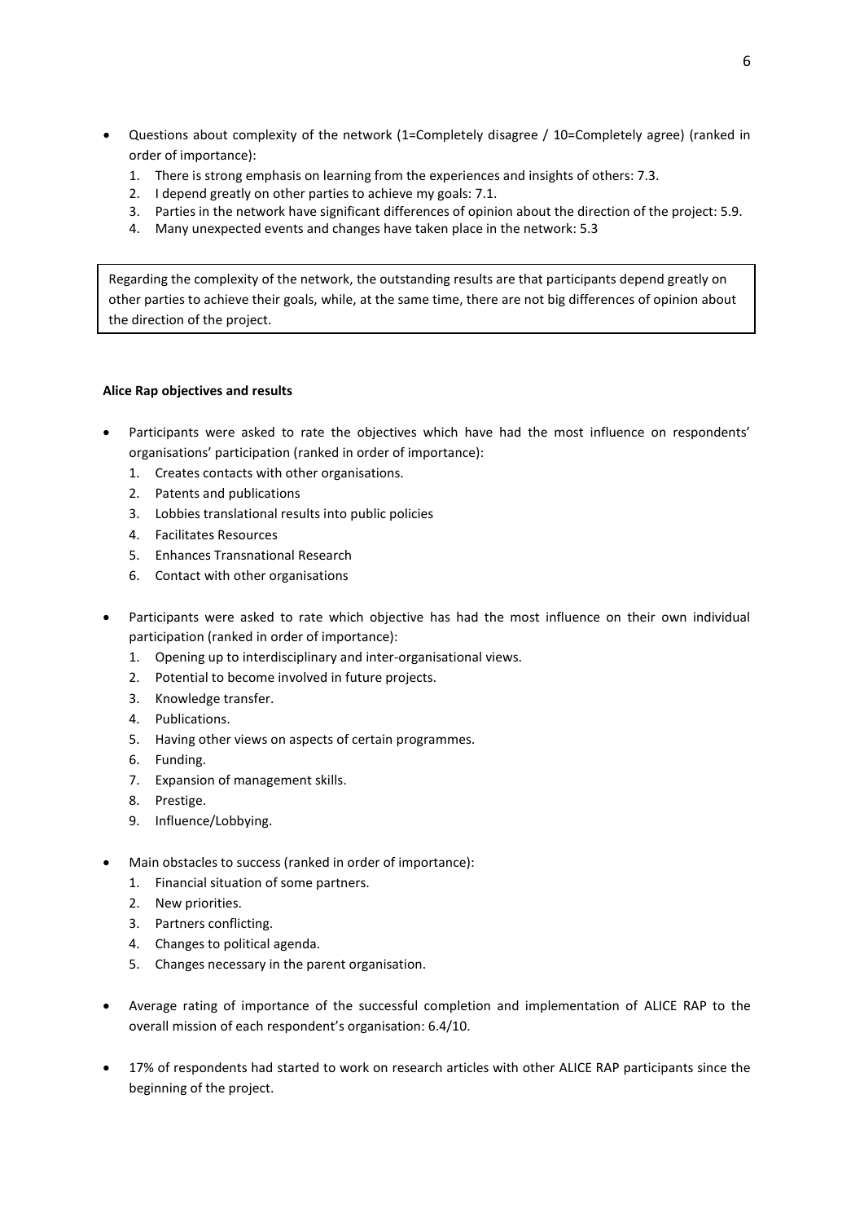- Questions about complexity of the network (1=Completely disagree / 10=Completely agree) (ranked in order of importance):
    1. There is strong emphasis on learning from the experiences and insights of others: 7.3.
    2. I depend greatly on other parties to achieve my goals: 7.1.
    3. Parties in the network have significant differences of opinion about the direction of the project: 5.9.
    4. Many unexpected events and changes have taken place in the network: 5.3

> Regarding the complexity of the network, the outstanding results are that participants depend greatly on other parties to achieve their goals, while, at the same time, there are not big differences of opinion about the direction of the project.

**Alice Rap objectives and results**

- Participants were asked to rate the objectives which have had the most influence on respondents' organisations' participation (ranked in order of importance):
    1. Creates contacts with other organisations.
    2. Patents and publications
    3. Lobbies translational results into public policies
    4. Facilitates Resources
    5. Enhances Transnational Research
    6. Contact with other organisations

- Participants were asked to rate which objective has had the most influence on their own individual participation (ranked in order of importance):
    1. Opening up to interdisciplinary and inter-organisational views.
    2. Potential to become involved in future projects.
    3. Knowledge transfer.
    4. Publications.
    5. Having other views on aspects of certain programmes.
    6. Funding.
    7. Expansion of management skills.
    8. Prestige.
    9. Influence/Lobbying.

- Main obstacles to success (ranked in order of importance):
    1. Financial situation of some partners.
    2. New priorities.
    3. Partners conflicting.
    4. Changes to political agenda.
    5. Changes necessary in the parent organisation.

- Average rating of importance of the successful completion and implementation of ALICE RAP to the overall mission of each respondent's organisation: 6.4/10.

- 17% of respondents had started to work on research articles with other ALICE RAP participants since the beginning of the project.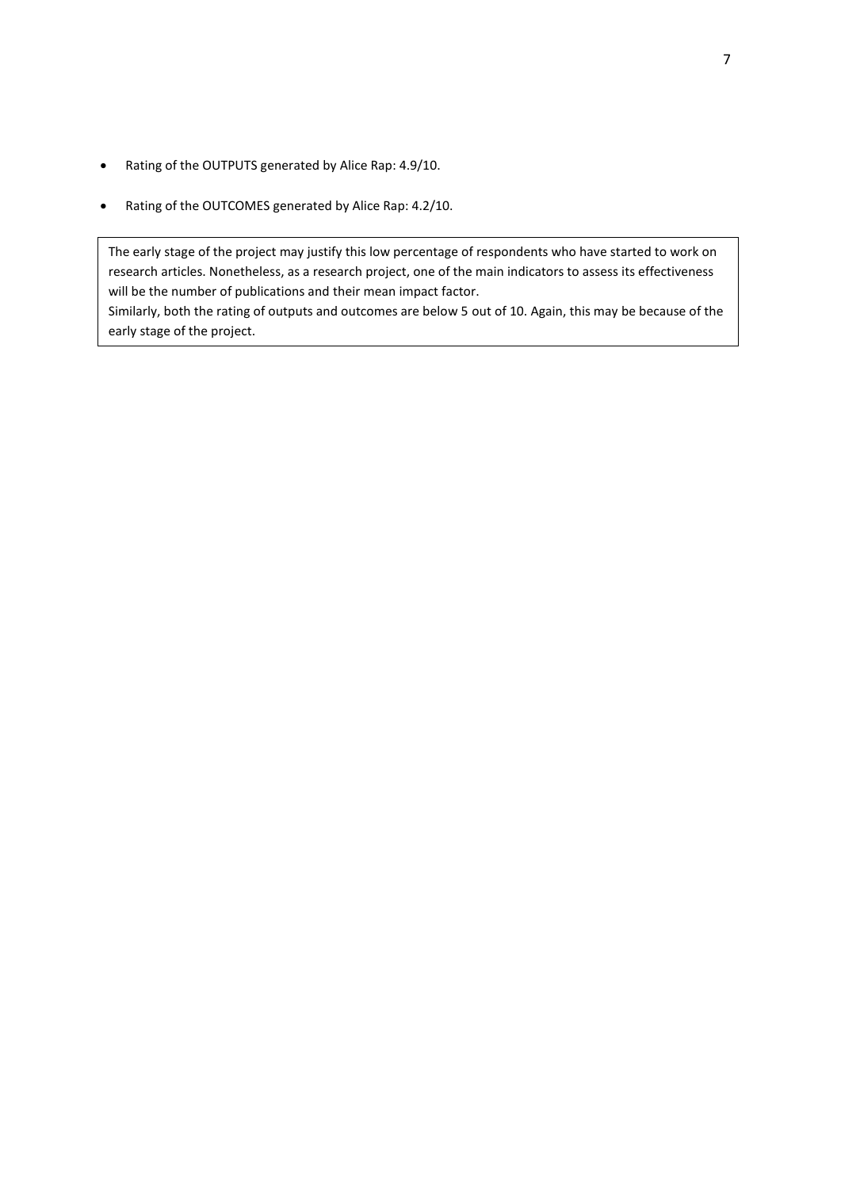- Rating of the OUTPUTS generated by Alice Rap: 4.9/10.
- Rating of the OUTCOMES generated by Alice Rap: 4.2/10.

> The early stage of the project may justify this low percentage of respondents who have started to work on research articles. Nonetheless, as a research project, one of the main indicators to assess its effectiveness will be the number of publications and their mean impact factor.
> Similarly, both the rating of outputs and outcomes are below 5 out of 10. Again, this may be because of the early stage of the project.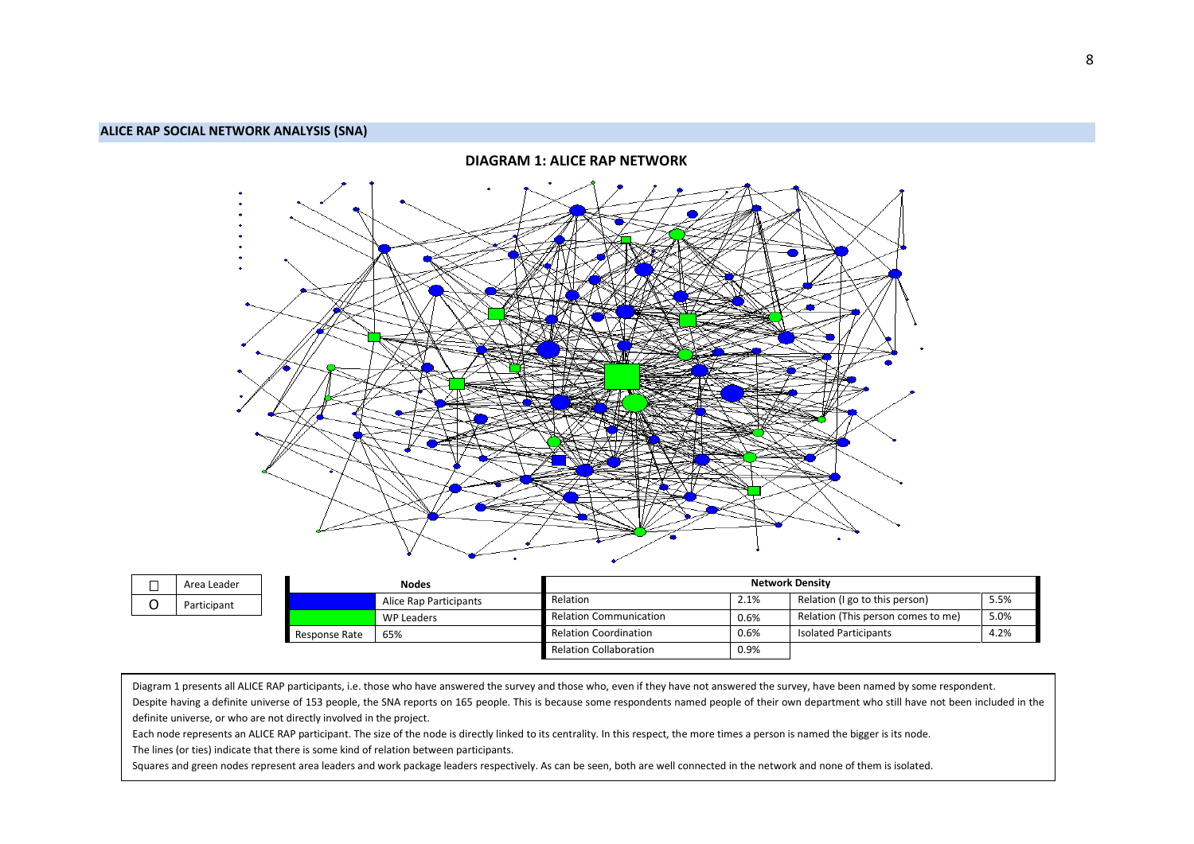## ALICE RAP SOCIAL NETWORK ANALYSIS (SNA)

### DIAGRAM 1: ALICE RAP NETWORK

| | |
|---|---|
| □ | Area Leader |
| O | Participant |

| Nodes | |
|---|---|
| (blue) | Alice Rap Participants |
| (green) | WP Leaders |
| Response Rate | 65% |

| Network Density | | | |
|---|---|---|---|
| Relation | 2.1% | Relation (I go to this person) | 5.5% |
| Relation Communication | 0.6% | Relation (This person comes to me) | 5.0% |
| Relation Coordination | 0.6% | Isolated Participants | 4.2% |
| Relation Collaboration | 0.9% | | |

Diagram 1 presents all ALICE RAP participants, i.e. those who have answered the survey and those who, even if they have not answered the survey, have been named by some respondent.

Despite having a definite universe of 153 people, the SNA reports on 165 people. This is because some respondents named people of their own department who still have not been included in the definite universe, or who are not directly involved in the project.

Each node represents an ALICE RAP participant. The size of the node is directly linked to its centrality. In this respect, the more times a person is named the bigger is its node.

The lines (or ties) indicate that there is some kind of relation between participants.

Squares and green nodes represent area leaders and work package leaders respectively. As can be seen, both are well connected in the network and none of them is isolated.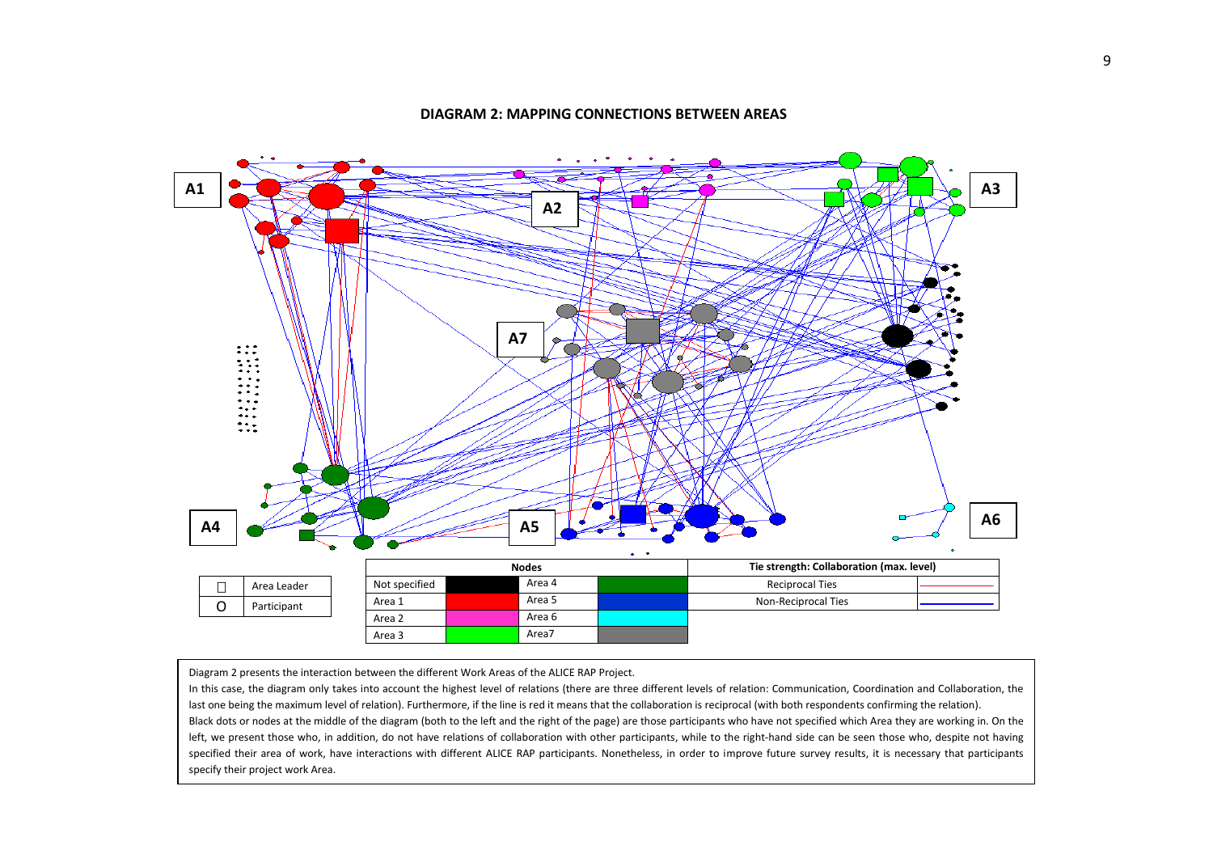**DIAGRAM 2: MAPPING CONNECTIONS BETWEEN AREAS**

| □ | Area Leader |
|---|---|
| O | Participant |

| Nodes | | | |
|---|---|---|---|
| Not specified | Black | Area 4 | Dark green |
| Area 1 | Red | Area 5 | Blue |
| Area 2 | Pink | Area 6 | Cyan |
| Area 3 | Green | Area7 | Grey |

| Tie strength: Collaboration (max. level) | |
|---|---|
| Reciprocal Ties | Red line |
| Non-Reciprocal Ties | Blue line |

Diagram 2 presents the interaction between the different Work Areas of the ALICE RAP Project.

In this case, the diagram only takes into account the highest level of relations (there are three different levels of relation: Communication, Coordination and Collaboration, the last one being the maximum level of relation). Furthermore, if the line is red it means that the collaboration is reciprocal (with both respondents confirming the relation).

Black dots or nodes at the middle of the diagram (both to the left and the right of the page) are those participants who have not specified which Area they are working in. On the left, we present those who, in addition, do not have relations of collaboration with other participants, while to the right-hand side can be seen those who, despite not having specified their area of work, have interactions with different ALICE RAP participants. Nonetheless, in order to improve future survey results, it is necessary that participants specify their project work Area.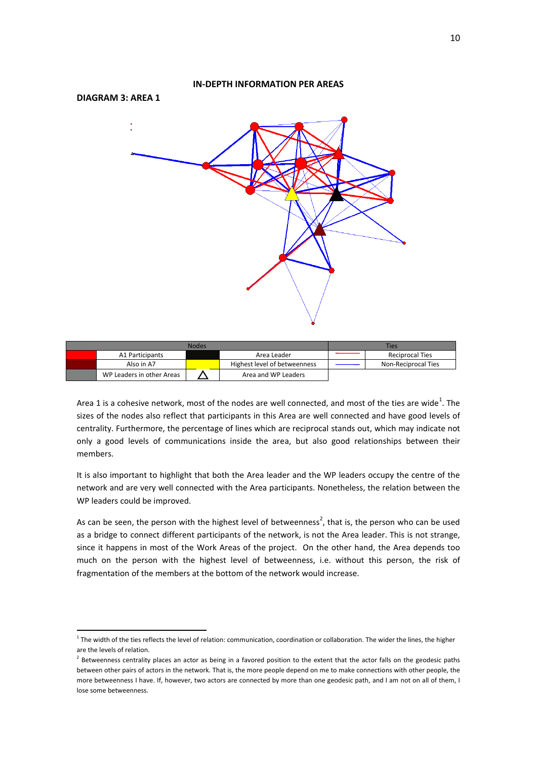## IN-DEPTH INFORMATION PER AREAS

### DIAGRAM 3: AREA 1

| Nodes | | | | Ties | |
|---|---|---|---|---|---|
| (red) | A1 Participants | (black) | Area Leader | (red line) | Reciprocal Ties |
| (dark red) | Also in A7 | (yellow) | Highest level of betweenness | (blue line) | Non-Reciprocal Ties |
| (grey) | WP Leaders in other Areas | △ | Area and WP Leaders | | |

Area 1 is a cohesive network, most of the nodes are well connected, and most of the ties are wide[1]. The sizes of the nodes also reflect that participants in this Area are well connected and have good levels of centrality. Furthermore, the percentage of lines which are reciprocal stands out, which may indicate not only a good levels of communications inside the area, but also good relationships between their members.

It is also important to highlight that both the Area leader and the WP leaders occupy the centre of the network and are very well connected with the Area participants. Nonetheless, the relation between the WP leaders could be improved.

As can be seen, the person with the highest level of betweenness[2], that is, the person who can be used as a bridge to connect different participants of the network, is not the Area leader. This is not strange, since it happens in most of the Work Areas of the project. On the other hand, the Area depends too much on the person with the highest level of betweenness, i.e. without this person, the risk of fragmentation of the members at the bottom of the network would increase.

---

[1] The width of the ties reflects the level of relation: communication, coordination or collaboration. The wider the lines, the higher are the levels of relation.

[2] Betweenness centrality places an actor as being in a favored position to the extent that the actor falls on the geodesic paths between other pairs of actors in the network. That is, the more people depend on me to make connections with other people, the more betweenness I have. If, however, two actors are connected by more than one geodesic path, and I am not on all of them, I lose some betweenness.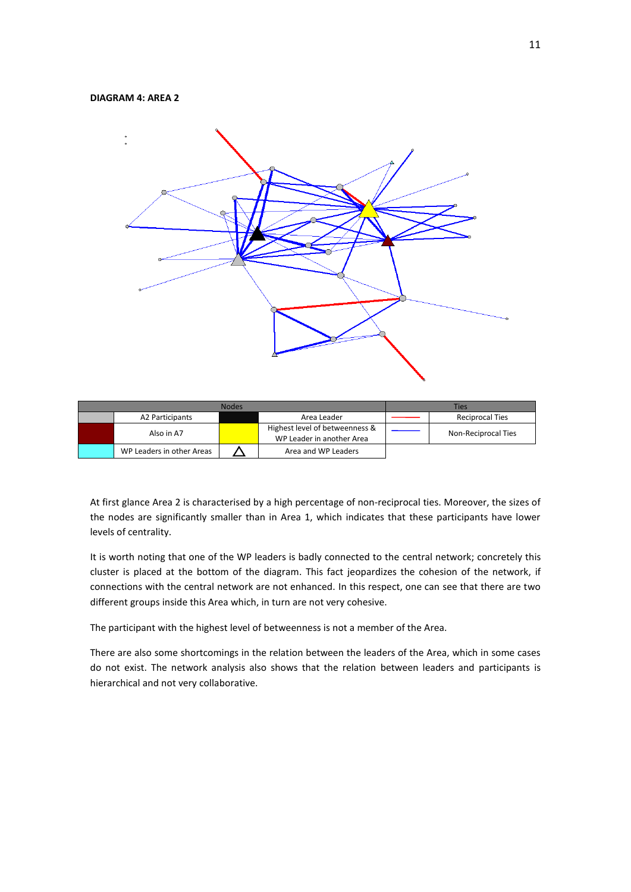**DIAGRAM 4: AREA 2**

| Nodes | | | | Ties | |
|---|---|---|---|---|---|
| (grey) | A2 Participants | (black) | Area Leader | (red line) | Reciprocal Ties |
| (dark red) | Also in A7 | (yellow) | Highest level of betweenness & WP Leader in another Area | (blue line) | Non-Reciprocal Ties |
| (cyan) | WP Leaders in other Areas | △ | Area and WP Leaders | | |

At first glance Area 2 is characterised by a high percentage of non-reciprocal ties. Moreover, the sizes of the nodes are significantly smaller than in Area 1, which indicates that these participants have lower levels of centrality.

It is worth noting that one of the WP leaders is badly connected to the central network; concretely this cluster is placed at the bottom of the diagram. This fact jeopardizes the cohesion of the network, if connections with the central network are not enhanced. In this respect, one can see that there are two different groups inside this Area which, in turn are not very cohesive.

The participant with the highest level of betweenness is not a member of the Area.

There are also some shortcomings in the relation between the leaders of the Area, which in some cases do not exist. The network analysis also shows that the relation between leaders and participants is hierarchical and not very collaborative.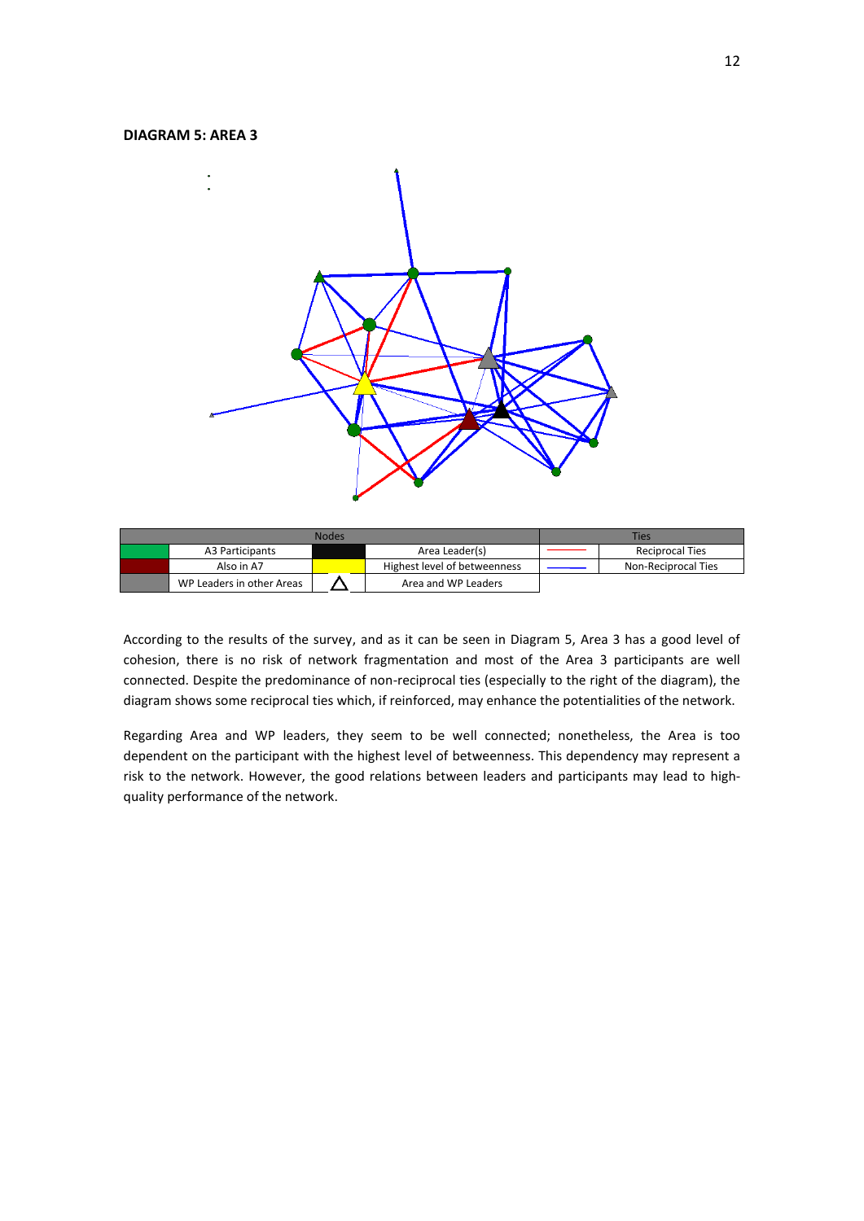**DIAGRAM 5: AREA 3**

| Nodes | | | | Ties | |
|---|---|---|---|---|---|
| (green) | A3 Participants | (black) | Area Leader(s) | (red line) | Reciprocal Ties |
| (dark red) | Also in A7 | (yellow) | Highest level of betweenness | (blue line) | Non-Reciprocal Ties |
| (grey) | WP Leaders in other Areas | △ | Area and WP Leaders | | |

According to the results of the survey, and as it can be seen in Diagram 5, Area 3 has a good level of cohesion, there is no risk of network fragmentation and most of the Area 3 participants are well connected. Despite the predominance of non-reciprocal ties (especially to the right of the diagram), the diagram shows some reciprocal ties which, if reinforced, may enhance the potentialities of the network.

Regarding Area and WP leaders, they seem to be well connected; nonetheless, the Area is too dependent on the participant with the highest level of betweenness. This dependency may represent a risk to the network. However, the good relations between leaders and participants may lead to high-quality performance of the network.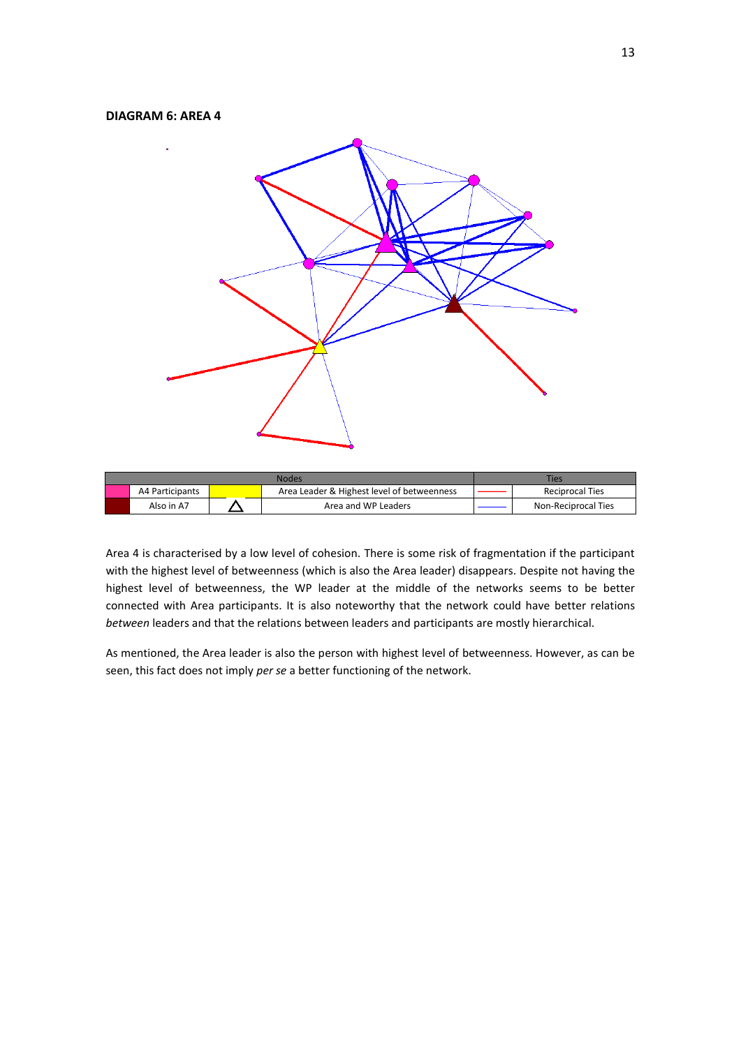**DIAGRAM 6: AREA 4**

| Nodes | | | | Ties | |
|---|---|---|---|---|---|
| | A4 Participants | | Area Leader & Highest level of betweenness | | Reciprocal Ties |
| | Also in A7 | △ | Area and WP Leaders | | Non-Reciprocal Ties |

Area 4 is characterised by a low level of cohesion. There is some risk of fragmentation if the participant with the highest level of betweenness (which is also the Area leader) disappears. Despite not having the highest level of betweenness, the WP leader at the middle of the networks seems to be better connected with Area participants. It is also noteworthy that the network could have better relations *between* leaders and that the relations between leaders and participants are mostly hierarchical.

As mentioned, the Area leader is also the person with highest level of betweenness. However, as can be seen, this fact does not imply *per se* a better functioning of the network.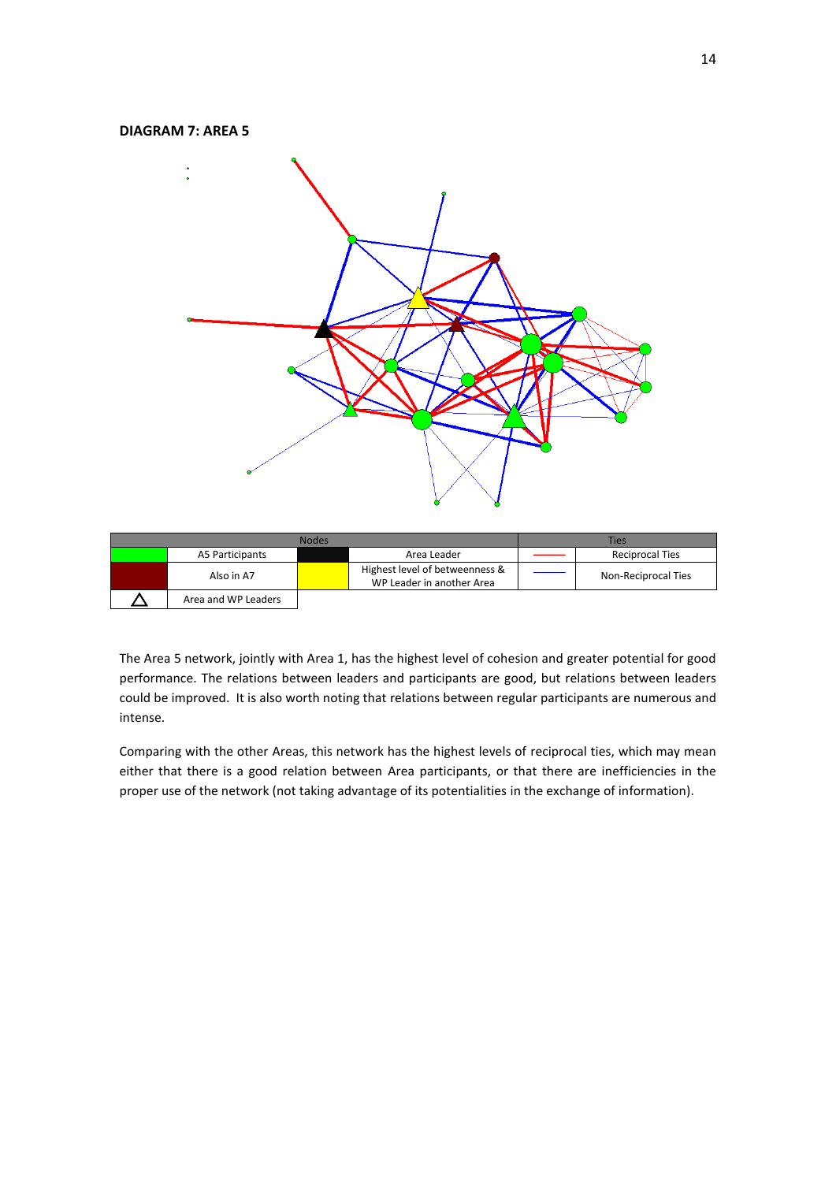**DIAGRAM 7: AREA 5**

| Nodes | | | | Ties | |
|---|---|---|---|---|---|
| (green) | A5 Participants | (black) | Area Leader | (red line) | Reciprocal Ties |
| (dark red) | Also in A7 | (yellow) | Highest level of betweenness & WP Leader in another Area | (blue line) | Non-Reciprocal Ties |
| △ | Area and WP Leaders | | | | |

The Area 5 network, jointly with Area 1, has the highest level of cohesion and greater potential for good performance. The relations between leaders and participants are good, but relations between leaders could be improved. It is also worth noting that relations between regular participants are numerous and intense.

Comparing with the other Areas, this network has the highest levels of reciprocal ties, which may mean either that there is a good relation between Area participants, or that there are inefficiencies in the proper use of the network (not taking advantage of its potentialities in the exchange of information).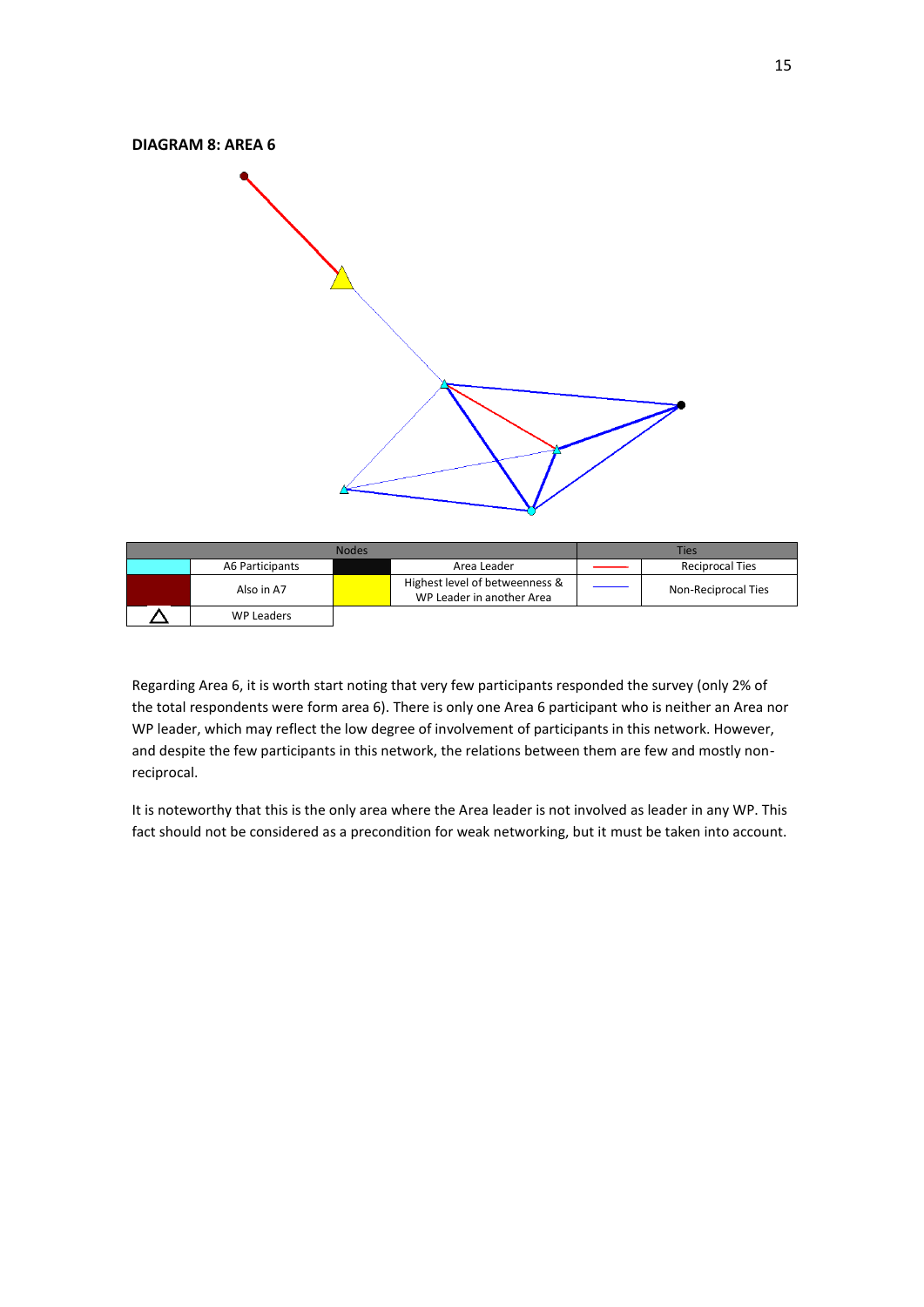**DIAGRAM 8: AREA 6**

| Nodes | | | | Ties | |
|---|---|---|---|---|---|
| | A6 Participants | | Area Leader | | Reciprocal Ties |
| | Also in A7 | | Highest level of betweenness & WP Leader in another Area | | Non-Reciprocal Ties |
| △ | WP Leaders | | | | |

Regarding Area 6, it is worth start noting that very few participants responded the survey (only 2% of the total respondents were form area 6). There is only one Area 6 participant who is neither an Area nor WP leader, which may reflect the low degree of involvement of participants in this network. However, and despite the few participants in this network, the relations between them are few and mostly non-reciprocal.

It is noteworthy that this is the only area where the Area leader is not involved as leader in any WP. This fact should not be considered as a precondition for weak networking, but it must be taken into account.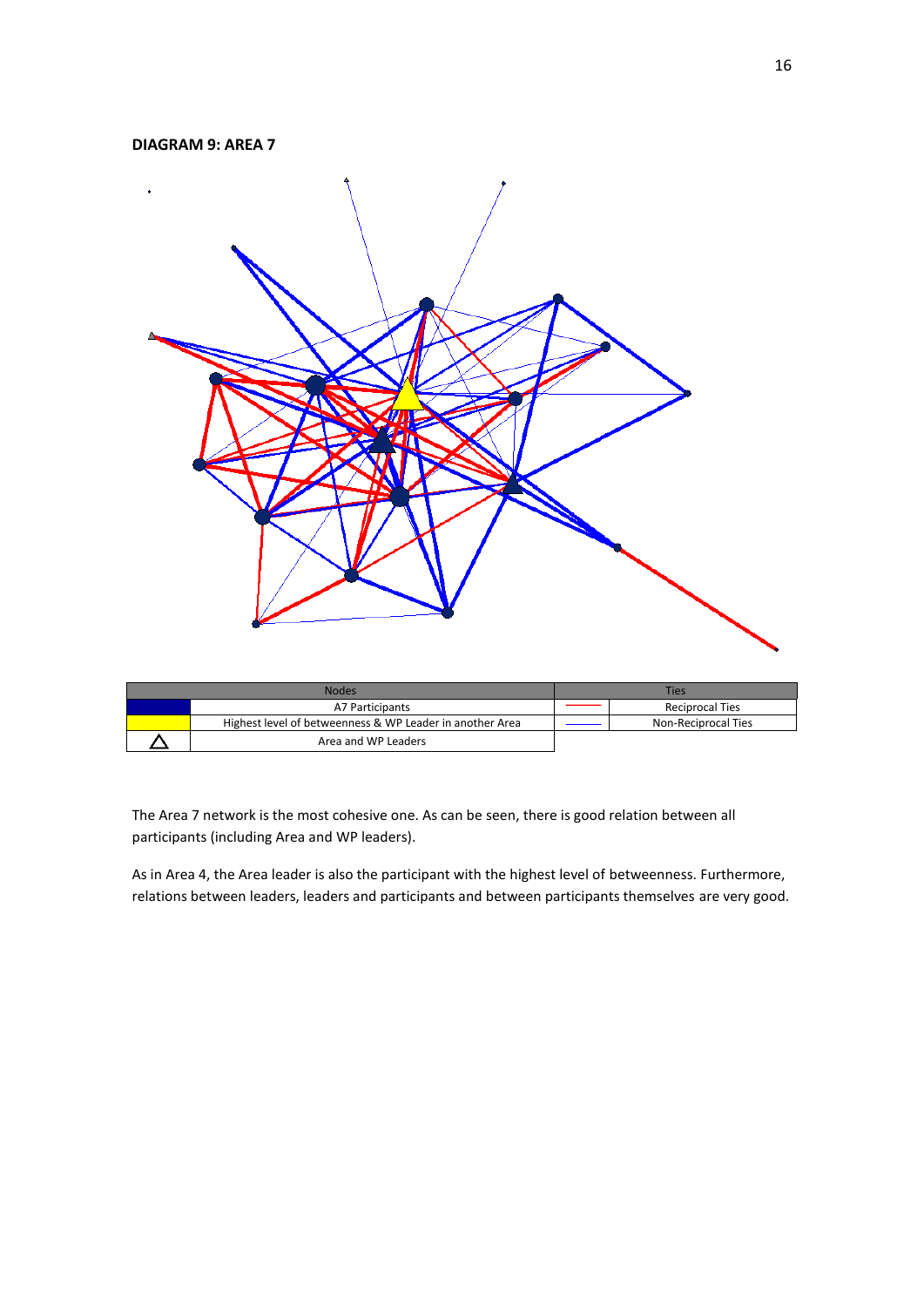**DIAGRAM 9: AREA 7**

| Nodes | | Ties | |
|---|---|---|---|
| | A7 Participants | | Reciprocal Ties |
| | Highest level of betweenness & WP Leader in another Area | | Non-Reciprocal Ties |
| △ | Area and WP Leaders | | |

The Area 7 network is the most cohesive one. As can be seen, there is good relation between all participants (including Area and WP leaders).

As in Area 4, the Area leader is also the participant with the highest level of betweenness. Furthermore, relations between leaders, leaders and participants and between participants themselves are very good.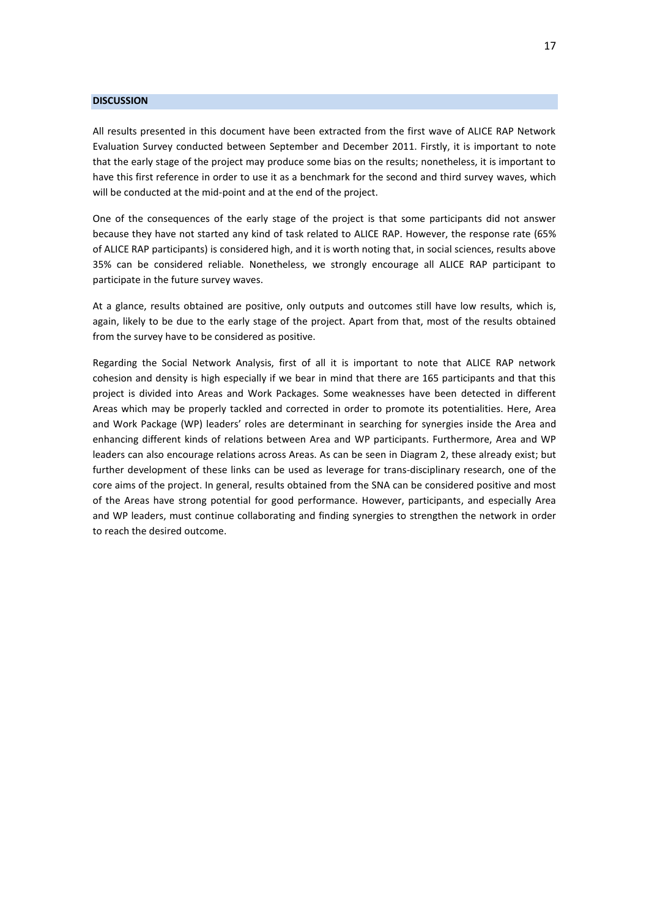## DISCUSSION

All results presented in this document have been extracted from the first wave of ALICE RAP Network Evaluation Survey conducted between September and December 2011. Firstly, it is important to note that the early stage of the project may produce some bias on the results; nonetheless, it is important to have this first reference in order to use it as a benchmark for the second and third survey waves, which will be conducted at the mid-point and at the end of the project.

One of the consequences of the early stage of the project is that some participants did not answer because they have not started any kind of task related to ALICE RAP. However, the response rate (65% of ALICE RAP participants) is considered high, and it is worth noting that, in social sciences, results above 35% can be considered reliable. Nonetheless, we strongly encourage all ALICE RAP participant to participate in the future survey waves.

At a glance, results obtained are positive, only outputs and outcomes still have low results, which is, again, likely to be due to the early stage of the project. Apart from that, most of the results obtained from the survey have to be considered as positive.

Regarding the Social Network Analysis, first of all it is important to note that ALICE RAP network cohesion and density is high especially if we bear in mind that there are 165 participants and that this project is divided into Areas and Work Packages. Some weaknesses have been detected in different Areas which may be properly tackled and corrected in order to promote its potentialities. Here, Area and Work Package (WP) leaders' roles are determinant in searching for synergies inside the Area and enhancing different kinds of relations between Area and WP participants. Furthermore, Area and WP leaders can also encourage relations across Areas. As can be seen in Diagram 2, these already exist; but further development of these links can be used as leverage for trans-disciplinary research, one of the core aims of the project. In general, results obtained from the SNA can be considered positive and most of the Areas have strong potential for good performance. However, participants, and especially Area and WP leaders, must continue collaborating and finding synergies to strengthen the network in order to reach the desired outcome.